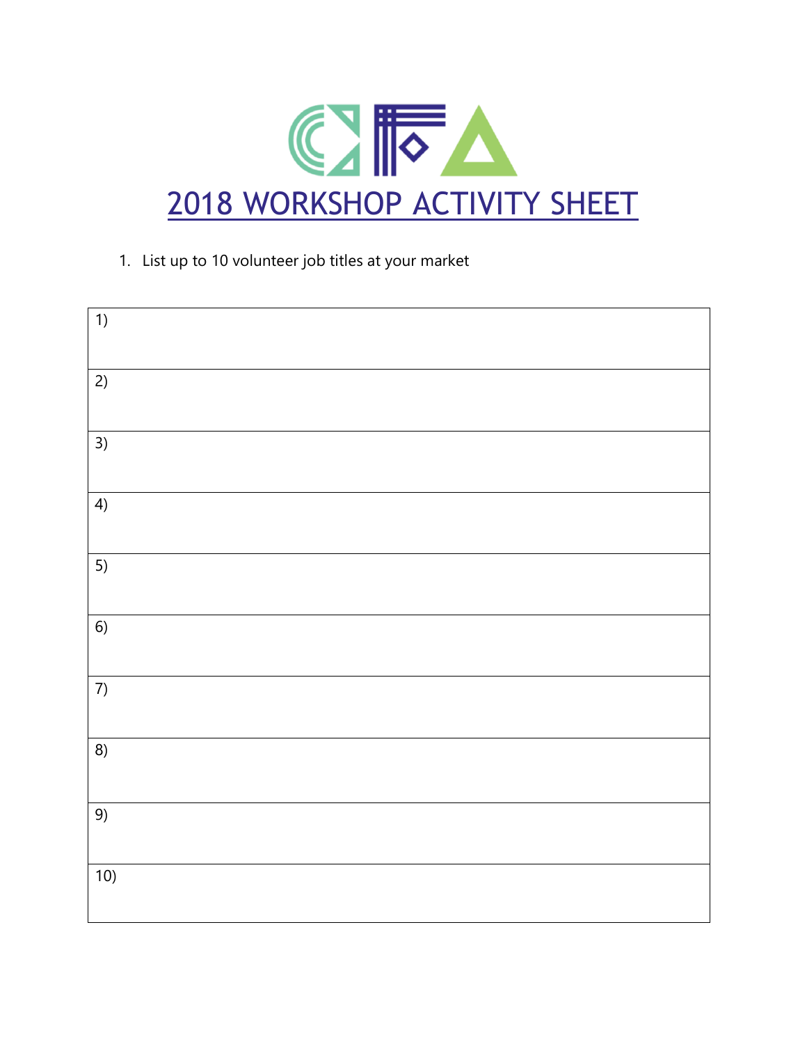# 2018 WORKSHOP ACTIVITY SHEET

1. List up to 10 volunteer job titles at your market

| |
|---|
| 1) |
| 2) |
| 3) |
| 4) |
| 5) |
| 6) |
| 7) |
| 8) |
| 9) |
| 10) |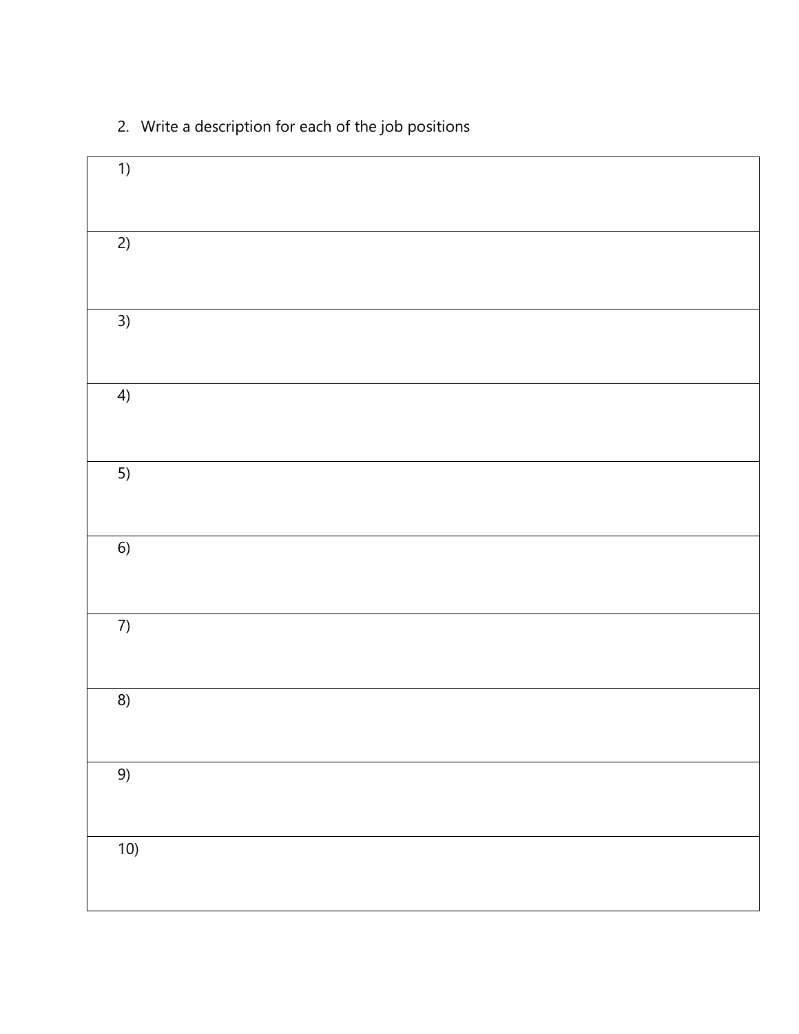2. Write a description for each of the job positions

| |
|---|
| 1) |
| 2) |
| 3) |
| 4) |
| 5) |
| 6) |
| 7) |
| 8) |
| 9) |
| 10) |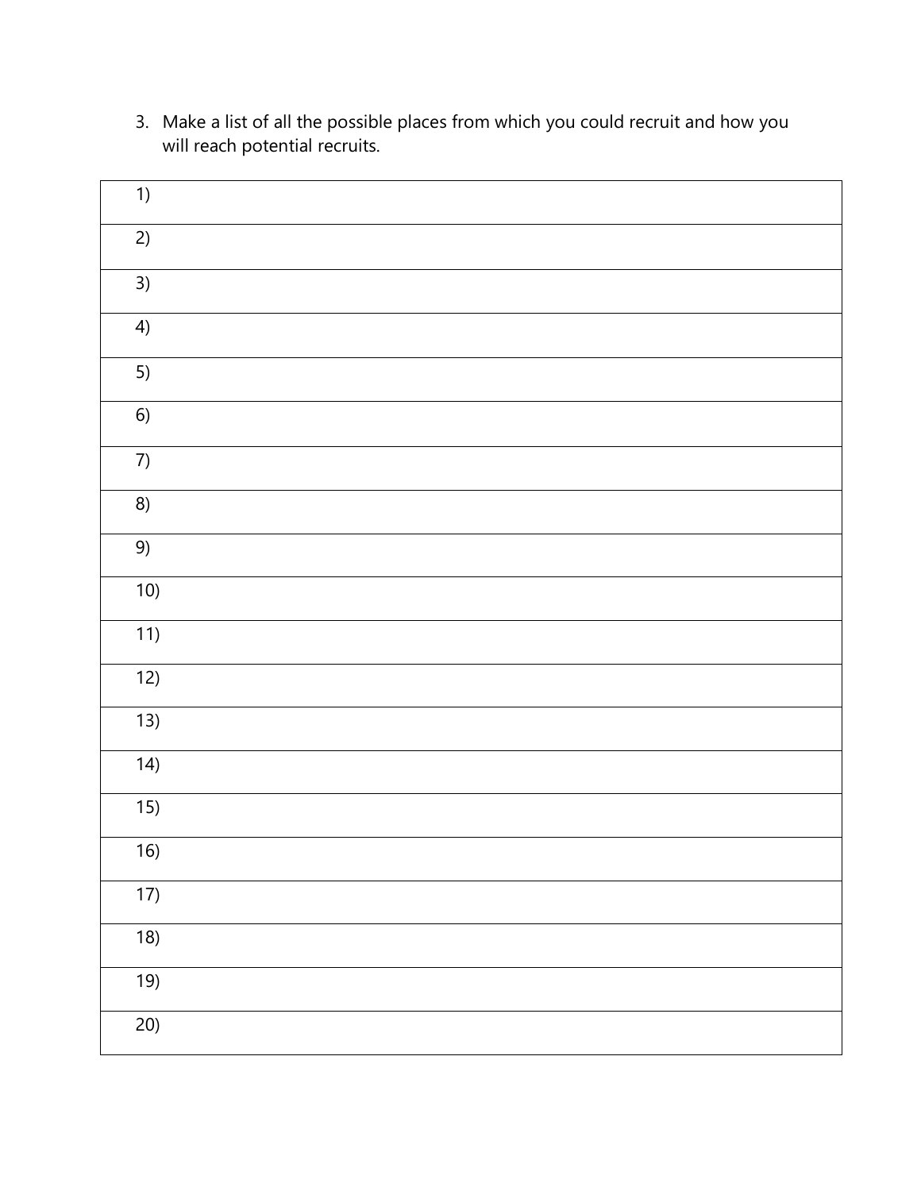3. Make a list of all the possible places from which you could recruit and how you will reach potential recruits.

| |
|---|
| 1) |
| 2) |
| 3) |
| 4) |
| 5) |
| 6) |
| 7) |
| 8) |
| 9) |
| 10) |
| 11) |
| 12) |
| 13) |
| 14) |
| 15) |
| 16) |
| 17) |
| 18) |
| 19) |
| 20) |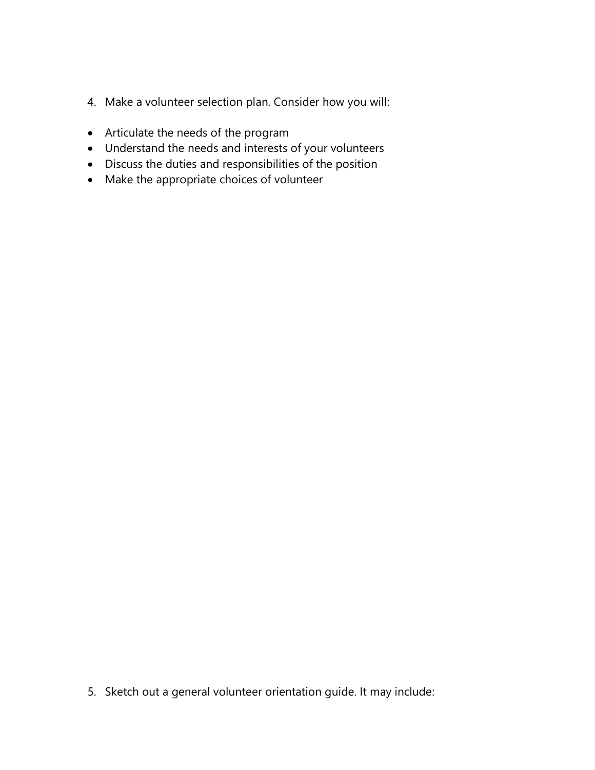4. Make a volunteer selection plan. Consider how you will:

- Articulate the needs of the program
- Understand the needs and interests of your volunteers
- Discuss the duties and responsibilities of the position
- Make the appropriate choices of volunteer

5. Sketch out a general volunteer orientation guide. It may include: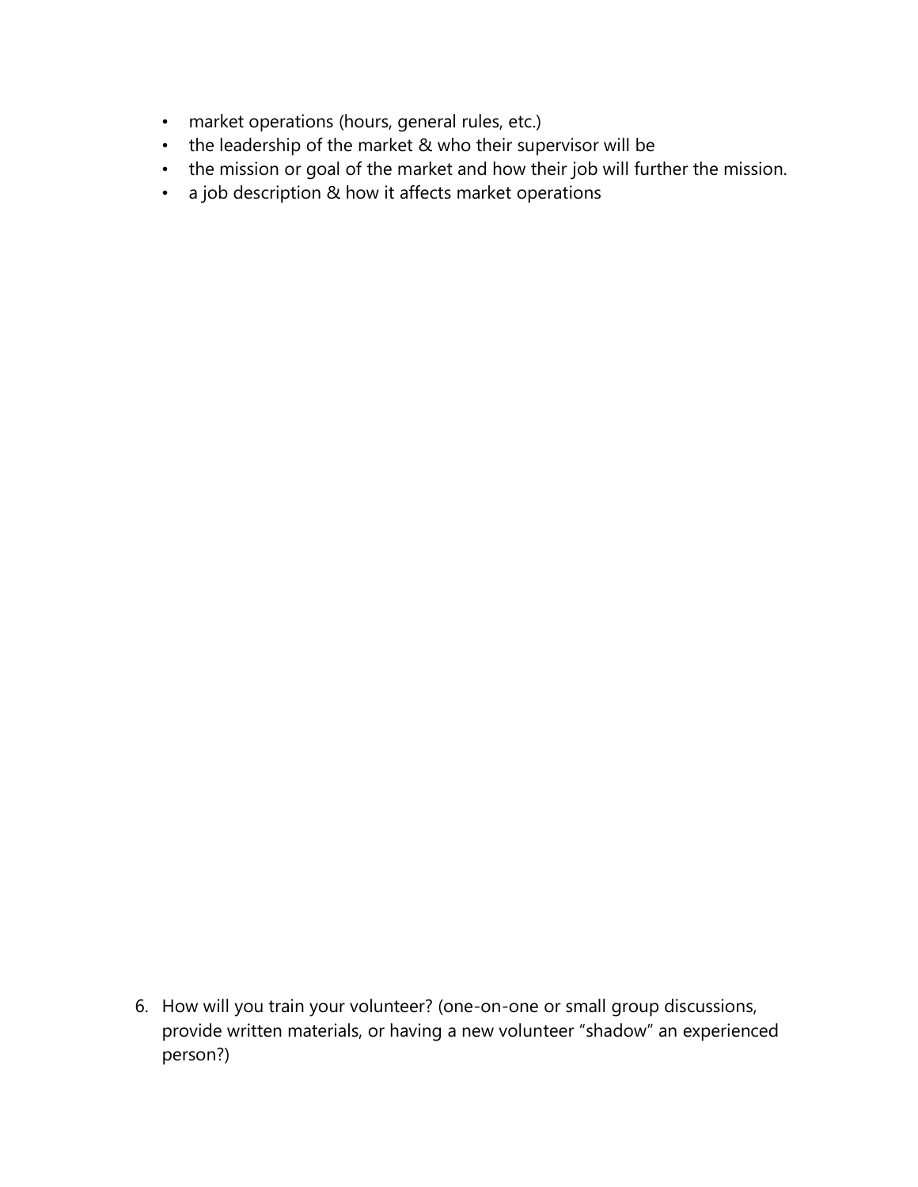- market operations (hours, general rules, etc.)
- the leadership of the market & who their supervisor will be
- the mission or goal of the market and how their job will further the mission.
- a job description & how it affects market operations

6. How will you train your volunteer? (one-on-one or small group discussions, provide written materials, or having a new volunteer "shadow" an experienced person?)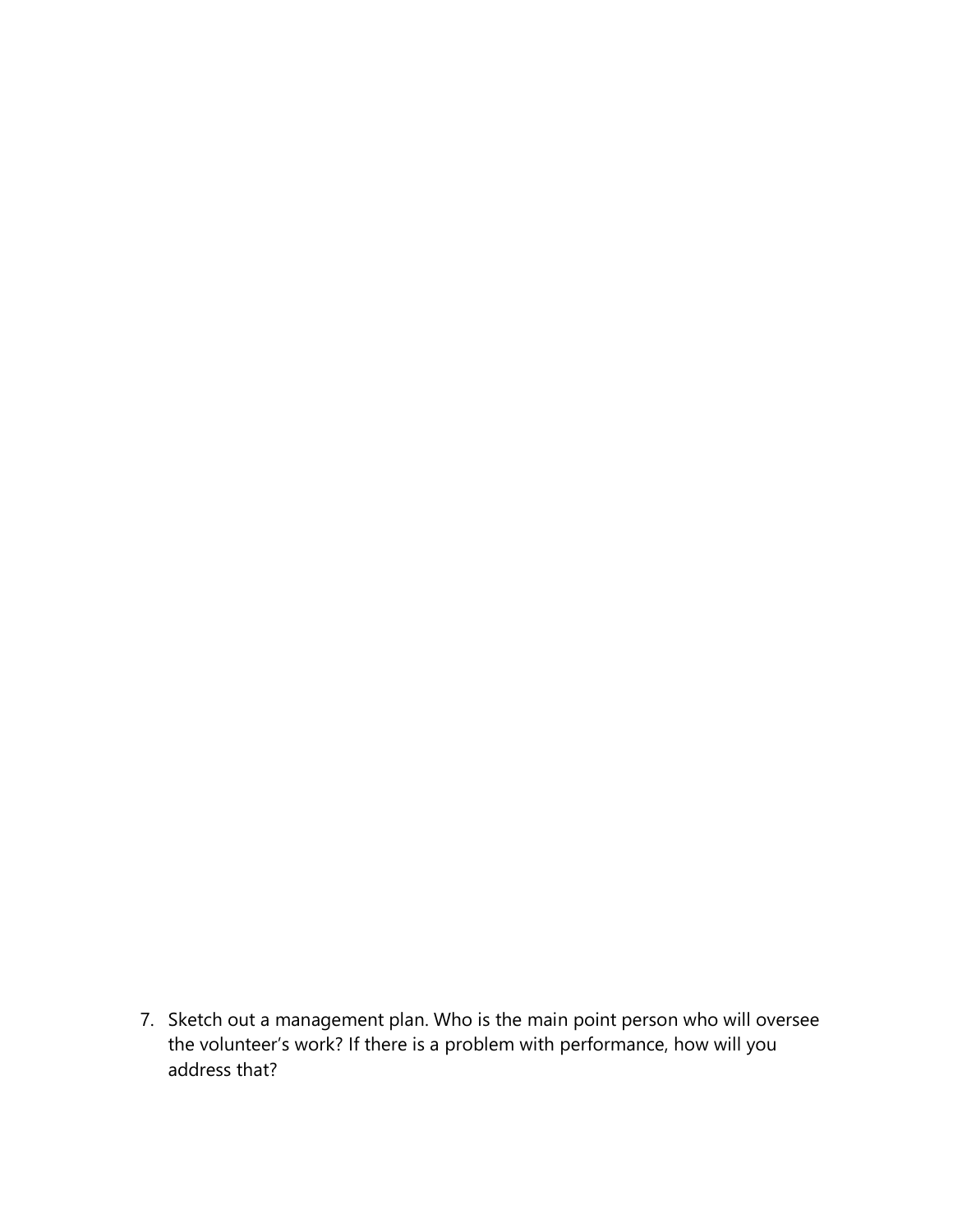7. Sketch out a management plan. Who is the main point person who will oversee the volunteer's work? If there is a problem with performance, how will you address that?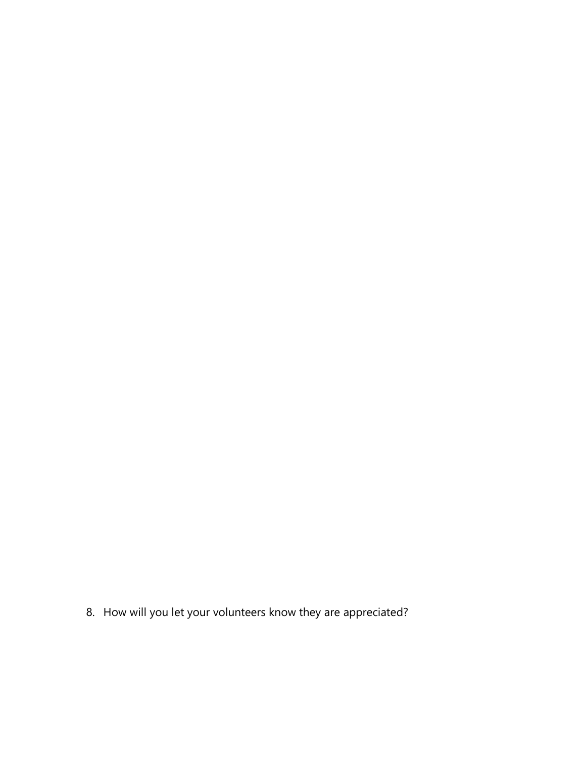8. How will you let your volunteers know they are appreciated?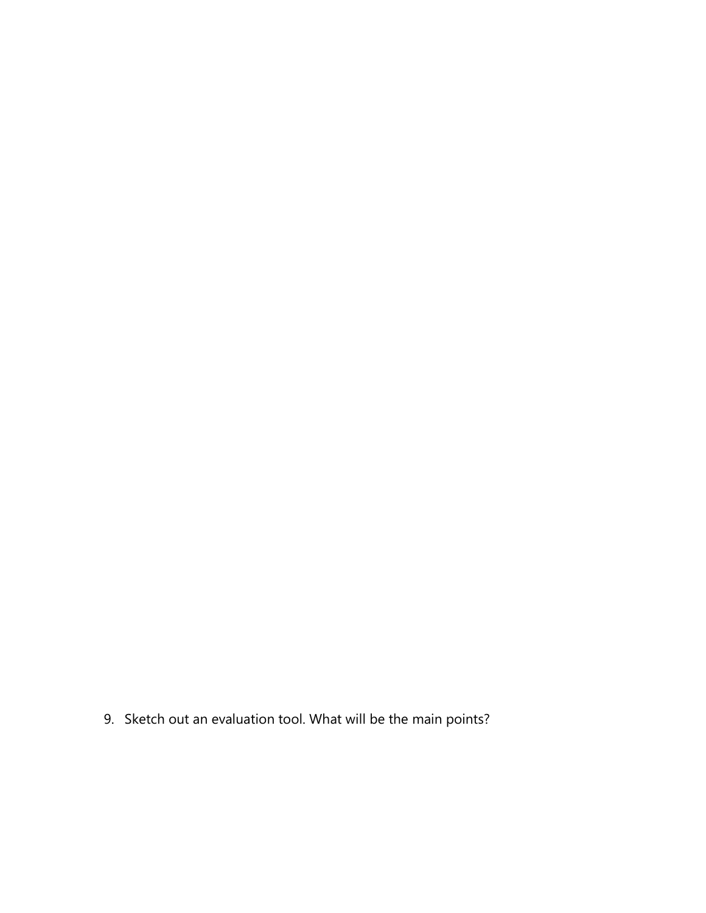9. Sketch out an evaluation tool. What will be the main points?